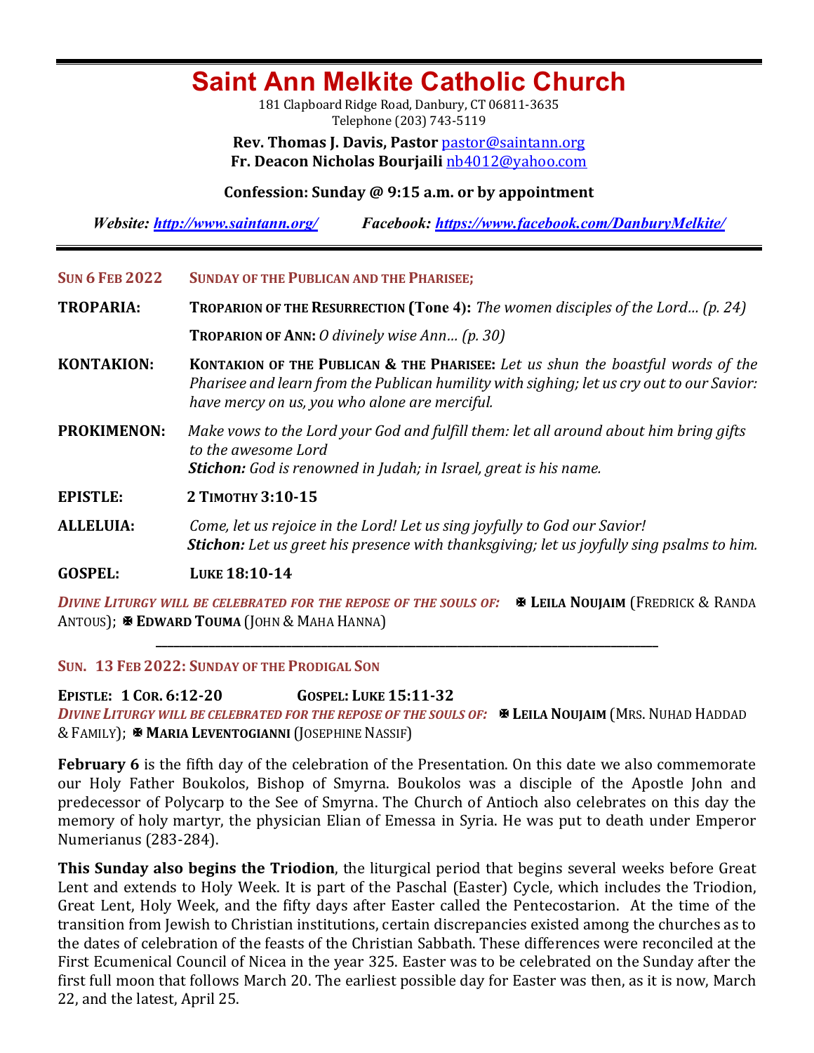# Saint Ann Melkite Catholic Church

181 Clapboard Ridge Road, Danbury, CT 06811-3635
Telephone (203) 743-5119

**Rev. Thomas J. Davis, Pastor** pastor@saintann.org
**Fr. Deacon Nicholas Bourjaili** nb4012@yahoo.com

**Confession: Sunday @ 9:15 a.m. or by appointment**

***Website: http://www.saintann.org/*** ***Facebook: https://www.facebook.com/DanburyMelkite/***

---

**SUN 6 FEB 2022** **SUNDAY OF THE PUBLICAN AND THE PHARISEE;**

**TROPARIA:** **TROPARION OF THE RESURRECTION (Tone 4):** *The women disciples of the Lord… (p. 24)*

**TROPARION OF ANN:** *O divinely wise Ann… (p. 30)*

**KONTAKION:** **KONTAKION OF THE PUBLICAN & THE PHARISEE:** *Let us shun the boastful words of the Pharisee and learn from the Publican humility with sighing; let us cry out to our Savior: have mercy on us, you who alone are merciful.*

**PROKIMENON:** *Make vows to the Lord your God and fulfill them: let all around about him bring gifts to the awesome Lord*
***Stichon:*** *God is renowned in Judah; in Israel, great is his name.*

**EPISTLE:** **2 TIMOTHY 3:10-15**

**ALLELUIA:** *Come, let us rejoice in the Lord! Let us sing joyfully to God our Savior!*
***Stichon:*** *Let us greet his presence with thanksgiving; let us joyfully sing psalms to him.*

**GOSPEL:** **LUKE 18:10-14**

***DIVINE LITURGY WILL BE CELEBRATED FOR THE REPOSE OF THE SOULS OF:*** ✠ **LEILA NOUJAIM** (FREDRICK & RANDA ANTOUS); ✠ **EDWARD TOUMA** (JOHN & MAHA HANNA)

---

**SUN. 13 FEB 2022: SUNDAY OF THE PRODIGAL SON**

**EPISTLE: 1 COR. 6:12-20** **GOSPEL: LUKE 15:11-32**
***DIVINE LITURGY WILL BE CELEBRATED FOR THE REPOSE OF THE SOULS OF:*** ✠ **LEILA NOUJAIM** (MRS. NUHAD HADDAD & FAMILY); ✠ **MARIA LEVENTOGIANNI** (JOSEPHINE NASSIF)

**February 6** is the fifth day of the celebration of the Presentation. On this date we also commemorate our Holy Father Boukolos, Bishop of Smyrna. Boukolos was a disciple of the Apostle John and predecessor of Polycarp to the See of Smyrna. The Church of Antioch also celebrates on this day the memory of holy martyr, the physician Elian of Emessa in Syria. He was put to death under Emperor Numerianus (283-284).

**This Sunday also begins the Triodion**, the liturgical period that begins several weeks before Great Lent and extends to Holy Week. It is part of the Paschal (Easter) Cycle, which includes the Triodion, Great Lent, Holy Week, and the fifty days after Easter called the Pentecostarion. At the time of the transition from Jewish to Christian institutions, certain discrepancies existed among the churches as to the dates of celebration of the feasts of the Christian Sabbath. These differences were reconciled at the First Ecumenical Council of Nicea in the year 325. Easter was to be celebrated on the Sunday after the first full moon that follows March 20. The earliest possible day for Easter was then, as it is now, March 22, and the latest, April 25.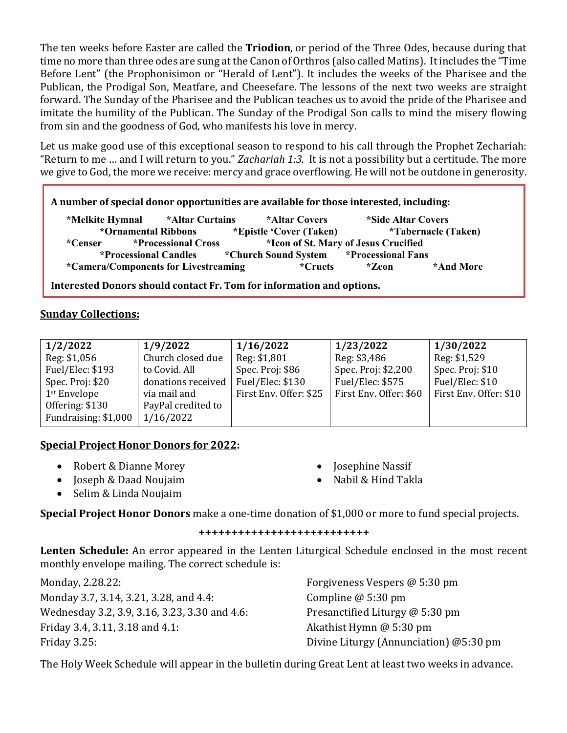The ten weeks before Easter are called the **Triodion**, or period of the Three Odes, because during that time no more than three odes are sung at the Canon of Orthros (also called Matins). It includes the "Time Before Lent" (the Prophonisimon or "Herald of Lent"). It includes the weeks of the Pharisee and the Publican, the Prodigal Son, Meatfare, and Cheesefare. The lessons of the next two weeks are straight forward. The Sunday of the Pharisee and the Publican teaches us to avoid the pride of the Pharisee and imitate the humility of the Publican. The Sunday of the Prodigal Son calls to mind the misery flowing from sin and the goodness of God, who manifests his love in mercy.

Let us make good use of this exceptional season to respond to his call through the Prophet Zechariah: "Return to me … and I will return to you." *Zachariah 1:3.* It is not a possibility but a certitude. The more we give to God, the more we receive: mercy and grace overflowing. He will not be outdone in generosity.

**A number of special donor opportunities are available for those interested, including:**

**\*Melkite Hymnal \*Altar Curtains \*Altar Covers \*Side Altar Covers**
**\*Ornamental Ribbons \*Epistle 'Cover (Taken) \*Tabernacle (Taken)**
**\*Censer \*Processional Cross \*Icon of St. Mary of Jesus Crucified**
**\*Processional Candles \*Church Sound System \*Processional Fans**
**\*Camera/Components for Livestreaming \*Cruets \*Zeon \*And More**

**Interested Donors should contact Fr. Tom for information and options.**

## Sunday Collections:

| 1/2/2022 | 1/9/2022 | 1/16/2022 | 1/23/2022 | 1/30/2022 |
|---|---|---|---|---|
| Reg: $1,056<br>Fuel/Elec: $193<br>Spec. Proj: $20<br>1st Envelope Offering: $130<br>Fundraising: $1,000 | Church closed due to Covid. All donations received via mail and PayPal credited to 1/16/2022 | Reg: $1,801<br>Spec. Proj: $86<br>Fuel/Elec: $130<br>First Env. Offer: $25 | Reg: $3,486<br>Spec. Proj: $2,200<br>Fuel/Elec: $575<br>First Env. Offer: $60 | Reg: $1,529<br>Spec. Proj: $10<br>Fuel/Elec: $10<br>First Env. Offer: $10 |

## Special Project Honor Donors for 2022:

- Robert & Dianne Morey
- Joseph & Daad Noujaim
- Selim & Linda Noujaim
- Josephine Nassif
- Nabil & Hind Takla

**Special Project Honor Donors** make a one-time donation of $1,000 or more to fund special projects.

++++++++++++++++++++++++++

**Lenten Schedule:** An error appeared in the Lenten Liturgical Schedule enclosed in the most recent monthly envelope mailing. The correct schedule is:

Monday, 2.28.22: Forgiveness Vespers @ 5:30 pm
Monday 3.7, 3.14, 3.21, 3.28, and 4.4: Compline @ 5:30 pm
Wednesday 3.2, 3.9, 3.16, 3.23, 3.30 and 4.6: Presanctified Liturgy @ 5:30 pm
Friday 3.4, 3.11, 3.18 and 4.1: Akathist Hymn @ 5:30 pm
Friday 3.25: Divine Liturgy (Annunciation) @5:30 pm

The Holy Week Schedule will appear in the bulletin during Great Lent at least two weeks in advance.